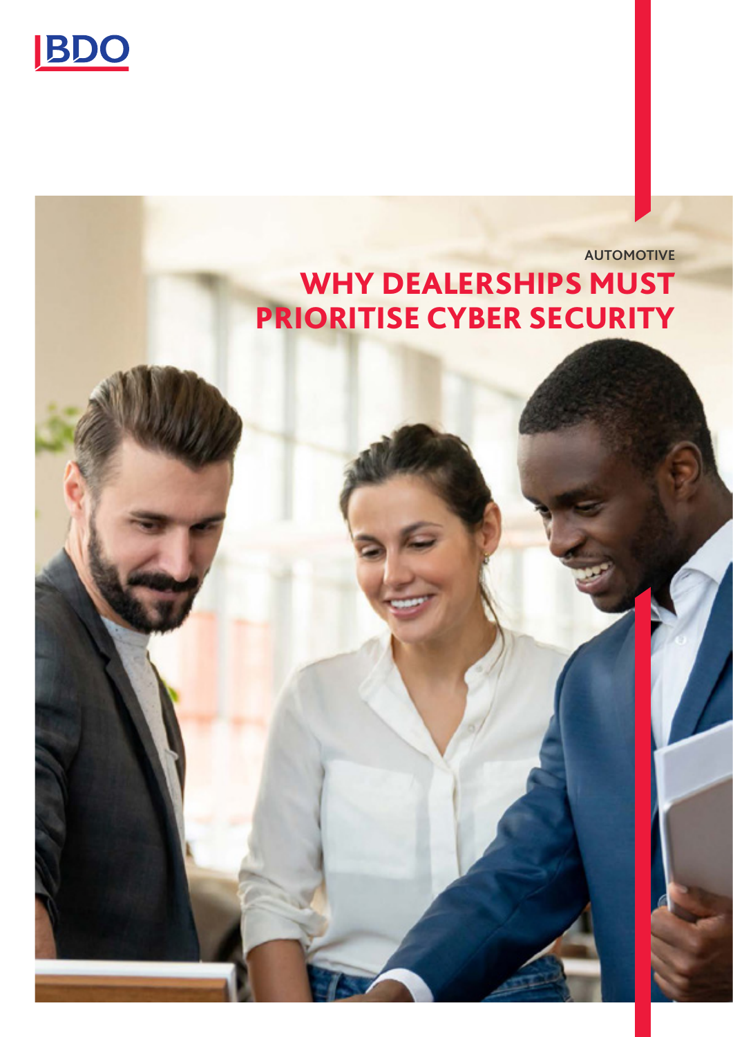BDO

AUTOMOTIVE

# WHY DEALERSHIPS MUST PRIORITISE CYBER SECURITY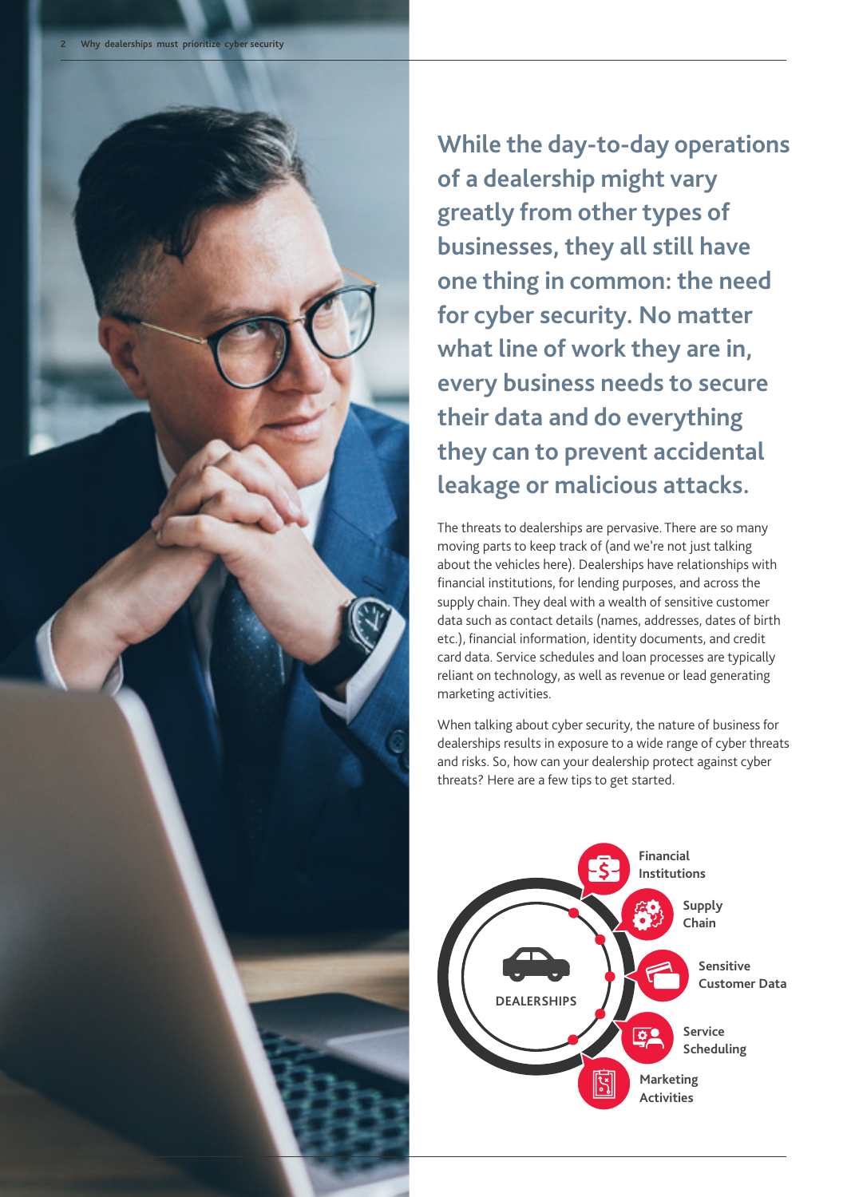## While the day-to-day operations of a dealership might vary greatly from other types of businesses, they all still have one thing in common: the need for cyber security. No matter what line of work they are in, every business needs to secure their data and do everything they can to prevent accidental leakage or malicious attacks.

The threats to dealerships are pervasive. There are so many moving parts to keep track of (and we're not just talking about the vehicles here). Dealerships have relationships with financial institutions, for lending purposes, and across the supply chain. They deal with a wealth of sensitive customer data such as contact details (names, addresses, dates of birth etc.), financial information, identity documents, and credit card data. Service schedules and loan processes are typically reliant on technology, as well as revenue or lead generating marketing activities.

When talking about cyber security, the nature of business for dealerships results in exposure to a wide range of cyber threats and risks. So, how can your dealership protect against cyber threats? Here are a few tips to get started.

**DEALERSHIPS**

- **Financial Institutions**
- **Supply Chain**
- **Sensitive Customer Data**
- **Service Scheduling**
- **Marketing Activities**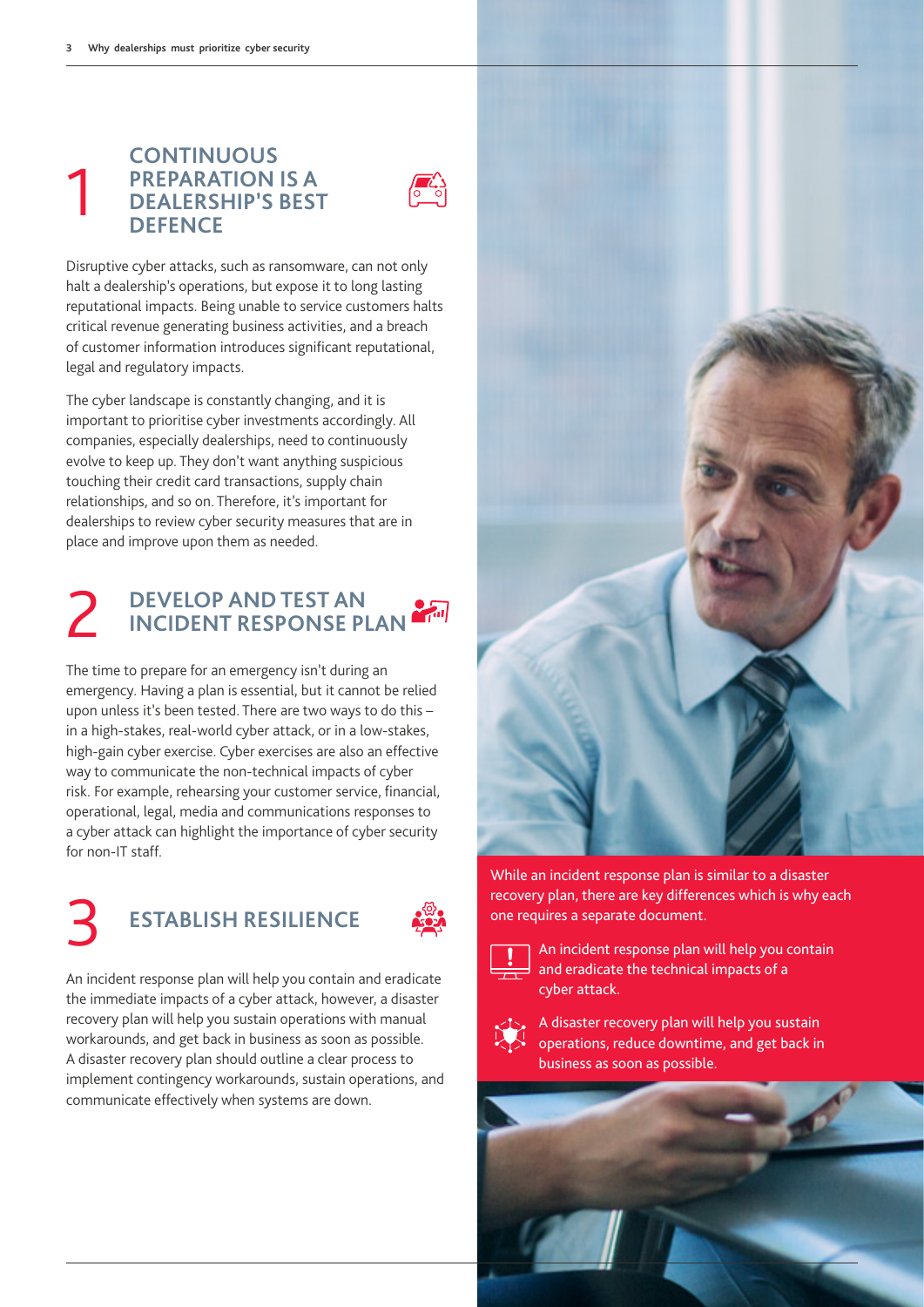## 1 CONTINUOUS PREPARATION IS A DEALERSHIP'S BEST DEFENCE

Disruptive cyber attacks, such as ransomware, can not only halt a dealership's operations, but expose it to long lasting reputational impacts. Being unable to service customers halts critical revenue generating business activities, and a breach of customer information introduces significant reputational, legal and regulatory impacts.

The cyber landscape is constantly changing, and it is important to prioritise cyber investments accordingly. All companies, especially dealerships, need to continuously evolve to keep up. They don't want anything suspicious touching their credit card transactions, supply chain relationships, and so on. Therefore, it's important for dealerships to review cyber security measures that are in place and improve upon them as needed.

## 2 DEVELOP AND TEST AN INCIDENT RESPONSE PLAN

The time to prepare for an emergency isn't during an emergency. Having a plan is essential, but it cannot be relied upon unless it's been tested. There are two ways to do this – in a high-stakes, real-world cyber attack, or in a low-stakes, high-gain cyber exercise. Cyber exercises are also an effective way to communicate the non-technical impacts of cyber risk. For example, rehearsing your customer service, financial, operational, legal, media and communications responses to a cyber attack can highlight the importance of cyber security for non-IT staff.

## 3 ESTABLISH RESILIENCE

An incident response plan will help you contain and eradicate the immediate impacts of a cyber attack, however, a disaster recovery plan will help you sustain operations with manual workarounds, and get back in business as soon as possible. A disaster recovery plan should outline a clear process to implement contingency workarounds, sustain operations, and communicate effectively when systems are down.

While an incident response plan is similar to a disaster recovery plan, there are key differences which is why each one requires a separate document.

- An incident response plan will help you contain and eradicate the technical impacts of a cyber attack.
- A disaster recovery plan will help you sustain operations, reduce downtime, and get back in business as soon as possible.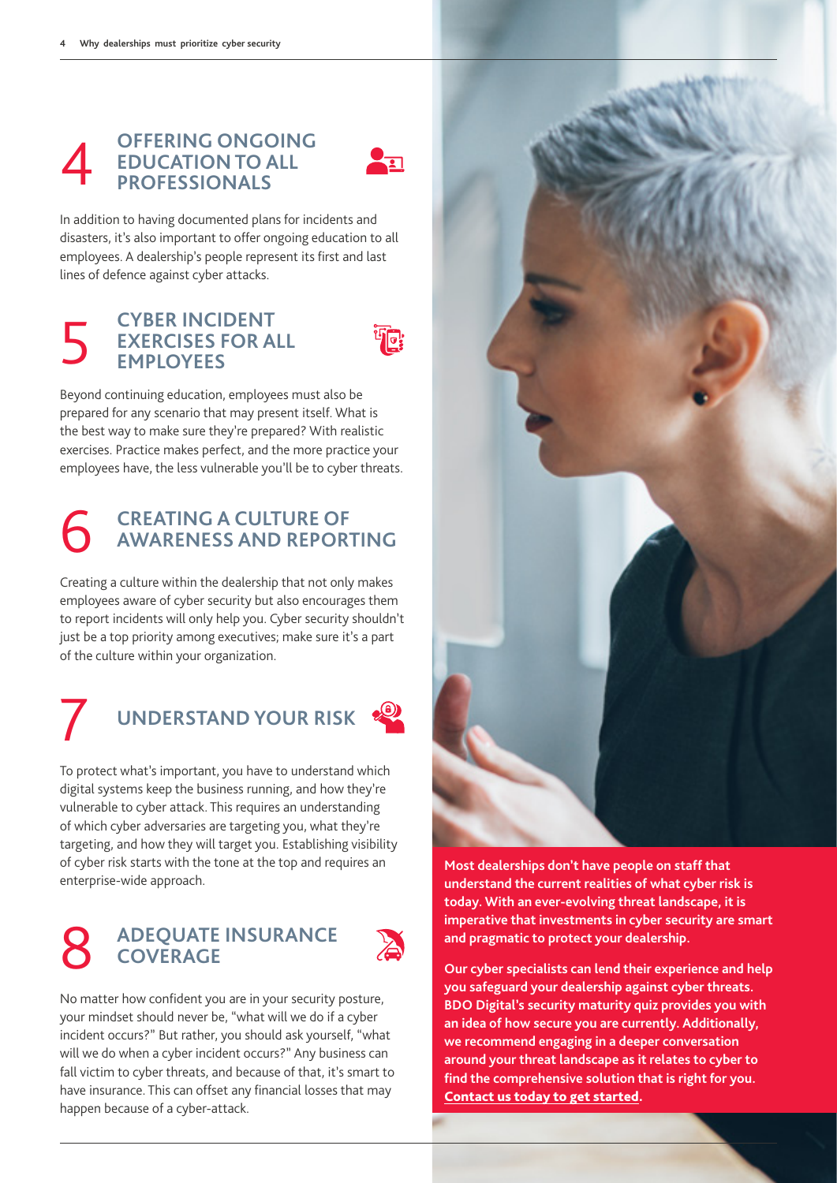## 4 OFFERING ONGOING EDUCATION TO ALL PROFESSIONALS

In addition to having documented plans for incidents and disasters, it's also important to offer ongoing education to all employees. A dealership's people represent its first and last lines of defence against cyber attacks.

## 5 CYBER INCIDENT EXERCISES FOR ALL EMPLOYEES

Beyond continuing education, employees must also be prepared for any scenario that may present itself. What is the best way to make sure they're prepared? With realistic exercises. Practice makes perfect, and the more practice your employees have, the less vulnerable you'll be to cyber threats.

## 6 CREATING A CULTURE OF AWARENESS AND REPORTING

Creating a culture within the dealership that not only makes employees aware of cyber security but also encourages them to report incidents will only help you. Cyber security shouldn't just be a top priority among executives; make sure it's a part of the culture within your organization.

## 7 UNDERSTAND YOUR RISK

To protect what's important, you have to understand which digital systems keep the business running, and how they're vulnerable to cyber attack. This requires an understanding of which cyber adversaries are targeting you, what they're targeting, and how they will target you. Establishing visibility of cyber risk starts with the tone at the top and requires an enterprise-wide approach.

## 8 ADEQUATE INSURANCE COVERAGE

No matter how confident you are in your security posture, your mindset should never be, "what will we do if a cyber incident occurs?" But rather, you should ask yourself, "what will we do when a cyber incident occurs?" Any business can fall victim to cyber threats, and because of that, it's smart to have insurance. This can offset any financial losses that may happen because of a cyber-attack.

**Most dealerships don't have people on staff that understand the current realities of what cyber risk is today. With an ever-evolving threat landscape, it is imperative that investments in cyber security are smart and pragmatic to protect your dealership.**

**Our cyber specialists can lend their experience and help you safeguard your dealership against cyber threats. BDO Digital's security maturity quiz provides you with an idea of how secure you are currently. Additionally, we recommend engaging in a deeper conversation around your threat landscape as it relates to cyber to find the comprehensive solution that is right for you. Contact us today to get started.**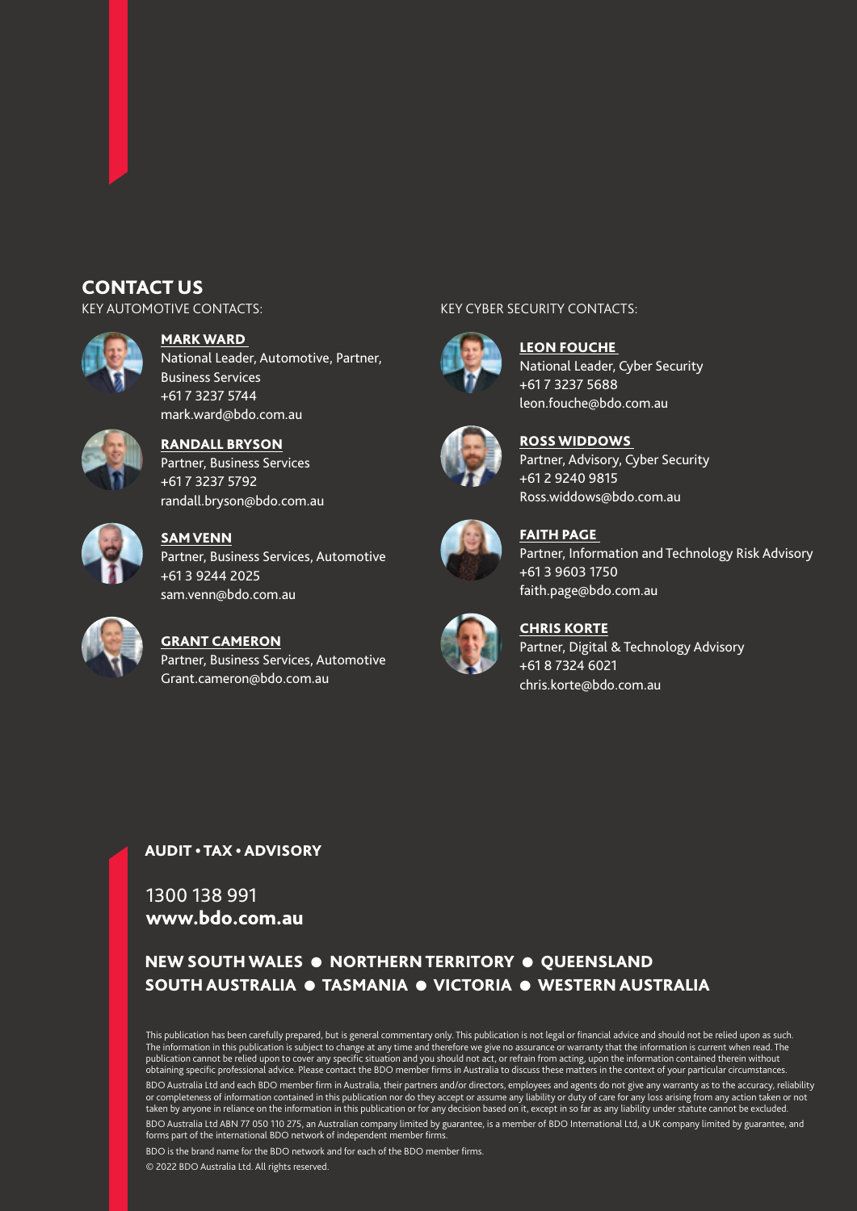## CONTACT US

KEY AUTOMOTIVE CONTACTS:

**MARK WARD**
National Leader, Automotive, Partner, Business Services
+61 7 3237 5744
mark.ward@bdo.com.au

**RANDALL BRYSON**
Partner, Business Services
+61 7 3237 5792
randall.bryson@bdo.com.au

**SAM VENN**
Partner, Business Services, Automotive
+61 3 9244 2025
sam.venn@bdo.com.au

**GRANT CAMERON**
Partner, Business Services, Automotive
Grant.cameron@bdo.com.au

KEY CYBER SECURITY CONTACTS:

**LEON FOUCHE**
National Leader, Cyber Security
+61 7 3237 5688
leon.fouche@bdo.com.au

**ROSS WIDDOWS**
Partner, Advisory, Cyber Security
+61 2 9240 9815
Ross.widdows@bdo.com.au

**FAITH PAGE**
Partner, Information and Technology Risk Advisory
+61 3 9603 1750
faith.page@bdo.com.au

**CHRIS KORTE**
Partner, Digital & Technology Advisory
+61 8 7324 6021
chris.korte@bdo.com.au

**AUDIT • TAX • ADVISORY**

1300 138 991
**www.bdo.com.au**

**NEW SOUTH WALES ● NORTHERN TERRITORY ● QUEENSLAND
SOUTH AUSTRALIA ● TASMANIA ● VICTORIA ● WESTERN AUSTRALIA**

This publication has been carefully prepared, but is general commentary only. This publication is not legal or financial advice and should not be relied upon as such. The information in this publication is subject to change at any time and therefore we give no assurance or warranty that the information is current when read. The publication cannot be relied upon to cover any specific situation and you should not act, or refrain from acting, upon the information contained therein without obtaining specific professional advice. Please contact the BDO member firms in Australia to discuss these matters in the context of your particular circumstances.

BDO Australia Ltd and each BDO member firm in Australia, their partners and/or directors, employees and agents do not give any warranty as to the accuracy, reliability or completeness of information contained in this publication nor do they accept or assume any liability or duty of care for any loss arising from any action taken or not taken by anyone in reliance on the information in this publication or for any decision based on it, except in so far as any liability under statute cannot be excluded.

BDO Australia Ltd ABN 77 050 110 275, an Australian company limited by guarantee, is a member of BDO International Ltd, a UK company limited by guarantee, and forms part of the international BDO network of independent member firms.

BDO is the brand name for the BDO network and for each of the BDO member firms.

© 2022 BDO Australia Ltd. All rights reserved.